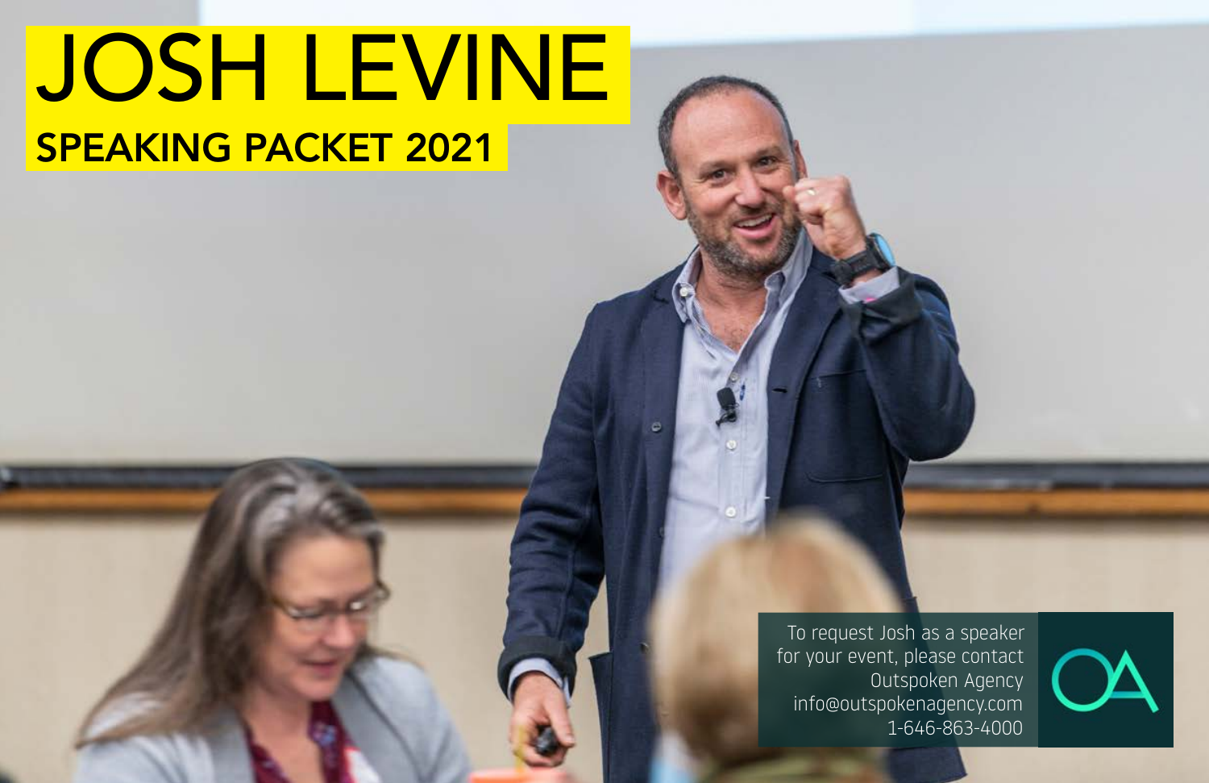# JOSH LEVINE

## SPEAKING PACKET 2021

To request Josh as a speaker for your event, please contact Outspoken Agency
info@outspokenagency.com
1-646-863-4000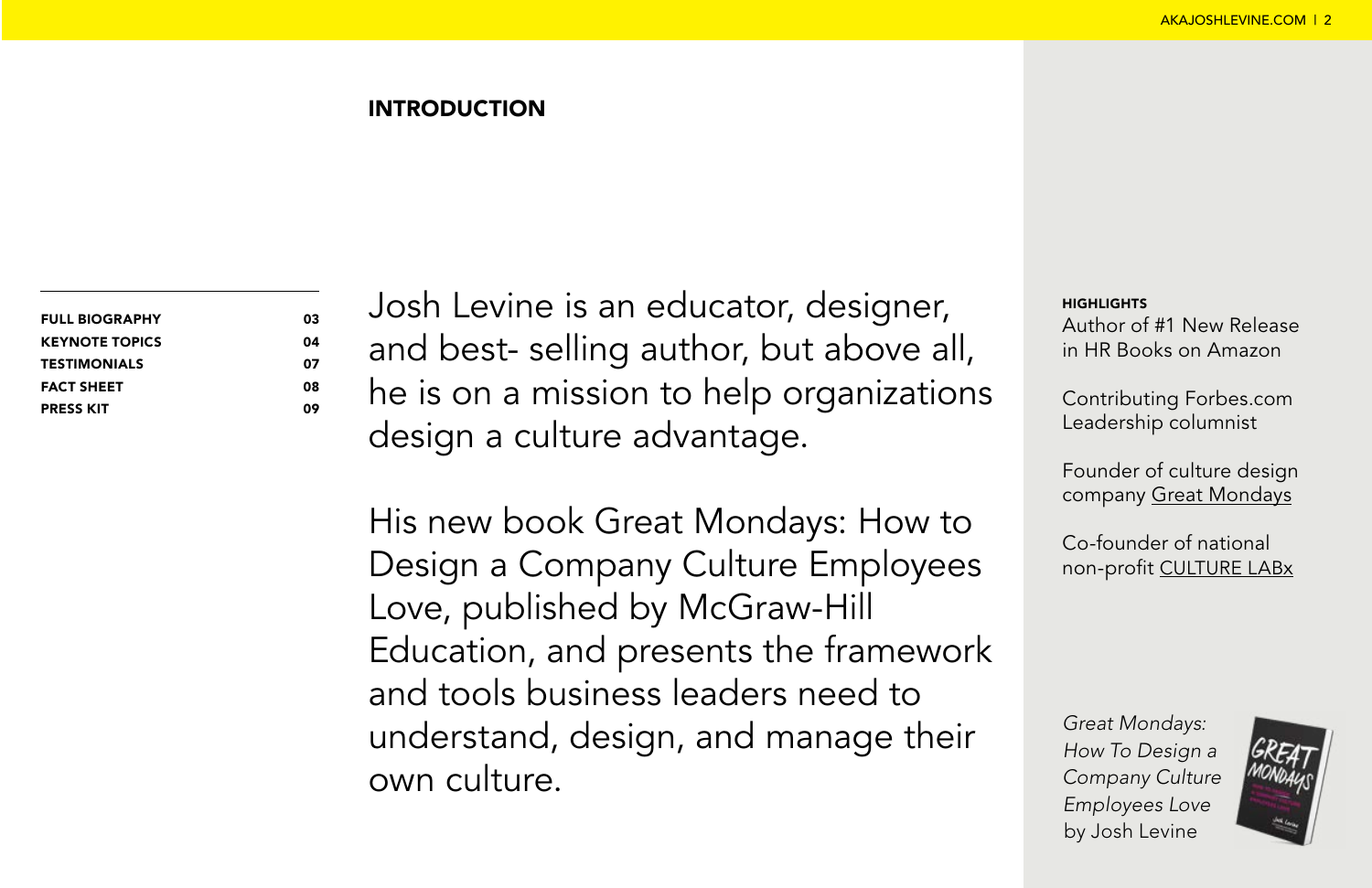## INTRODUCTION

| | |
|---|---|
| **FULL BIOGRAPHY** | **03** |
| **KEYNOTE TOPICS** | **04** |
| **TESTIMONIALS** | **07** |
| **FACT SHEET** | **08** |
| **PRESS KIT** | **09** |

Josh Levine is an educator, designer, and best- selling author, but above all, he is on a mission to help organizations design a culture advantage.

His new book Great Mondays: How to Design a Company Culture Employees Love, published by McGraw-Hill Education, and presents the framework and tools business leaders need to understand, design, and manage their own culture.

**HIGHLIGHTS**

Author of #1 New Release in HR Books on Amazon

Contributing Forbes.com Leadership columnist

Founder of culture design company Great Mondays

Co-founder of national non-profit CULTURE LABx

*Great Mondays: How To Design a Company Culture Employees Love* by Josh Levine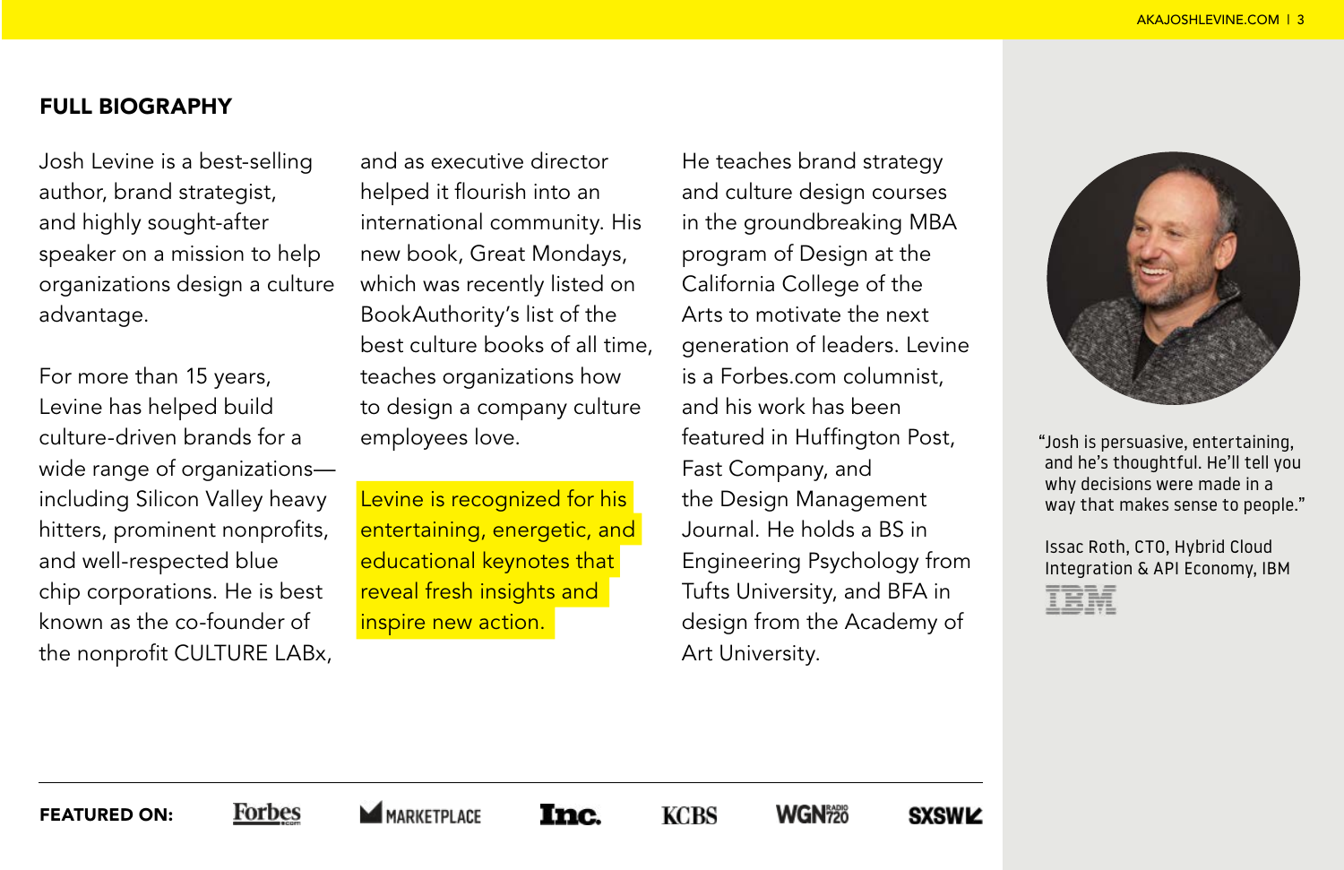## FULL BIOGRAPHY

Josh Levine is a best-selling author, brand strategist, and highly sought-after speaker on a mission to help organizations design a culture advantage.

For more than 15 years, Levine has helped build culture-driven brands for a wide range of organizations—including Silicon Valley heavy hitters, prominent nonprofits, and well-respected blue chip corporations. He is best known as the co-founder of the nonprofit CULTURE LABx, and as executive director helped it flourish into an international community. His new book, Great Mondays, which was recently listed on BookAuthority's list of the best culture books of all time, teaches organizations how to design a company culture employees love.

Levine is recognized for his entertaining, energetic, and educational keynotes that reveal fresh insights and inspire new action.

He teaches brand strategy and culture design courses in the groundbreaking MBA program of Design at the California College of the Arts to motivate the next generation of leaders. Levine is a Forbes.com columnist, and his work has been featured in Huffington Post, Fast Company, and the Design Management Journal. He holds a BS in Engineering Psychology from Tufts University, and BFA in design from the Academy of Art University.

"Josh is persuasive, entertaining, and he's thoughtful. He'll tell you why decisions were made in a way that makes sense to people."

Issac Roth, CTO, Hybrid Cloud Integration & API Economy, IBM

IBM

**FEATURED ON:** Forbes | MARKETPLACE | Inc. | KCBS | WGN 720 | SXSW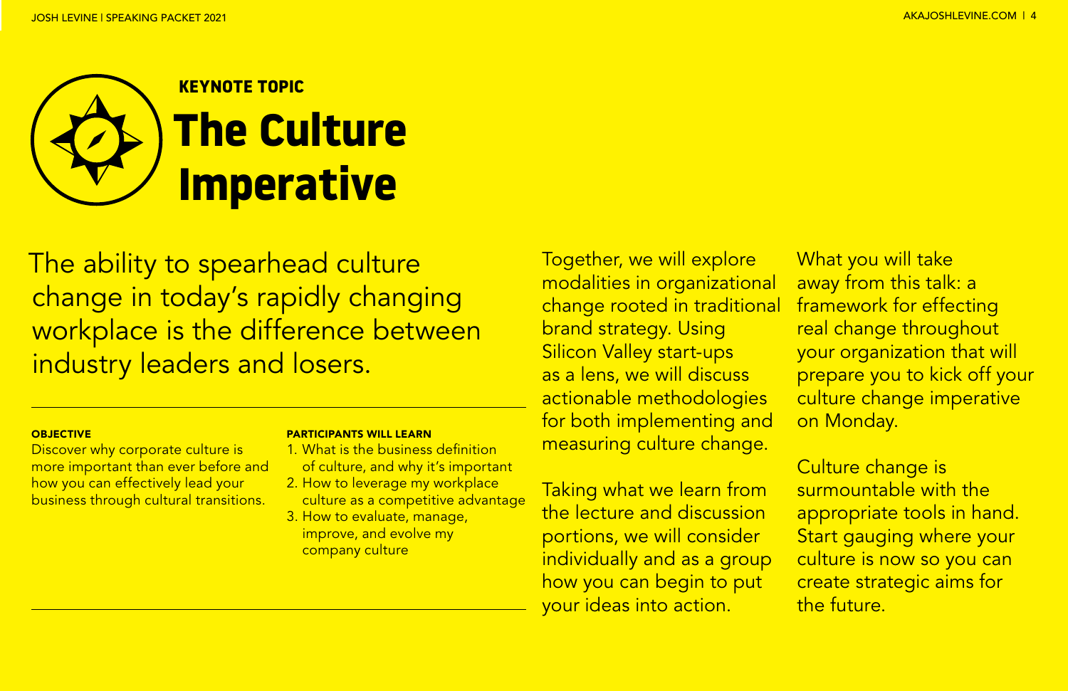KEYNOTE TOPIC

# The Culture Imperative

The ability to spearhead culture change in today's rapidly changing workplace is the difference between industry leaders and losers.

**OBJECTIVE**

Discover why corporate culture is more important than ever before and how you can effectively lead your business through cultural transitions.

**PARTICIPANTS WILL LEARN**

1. What is the business definition of culture, and why it's important
2. How to leverage my workplace culture as a competitive advantage
3. How to evaluate, manage, improve, and evolve my company culture

Together, we will explore modalities in organizational change rooted in traditional brand strategy. Using Silicon Valley start-ups as a lens, we will discuss actionable methodologies for both implementing and measuring culture change.

Taking what we learn from the lecture and discussion portions, we will consider individually and as a group how you can begin to put your ideas into action.

What you will take away from this talk: a framework for effecting real change throughout your organization that will prepare you to kick off your culture change imperative on Monday.

Culture change is surmountable with the appropriate tools in hand. Start gauging where your culture is now so you can create strategic aims for the future.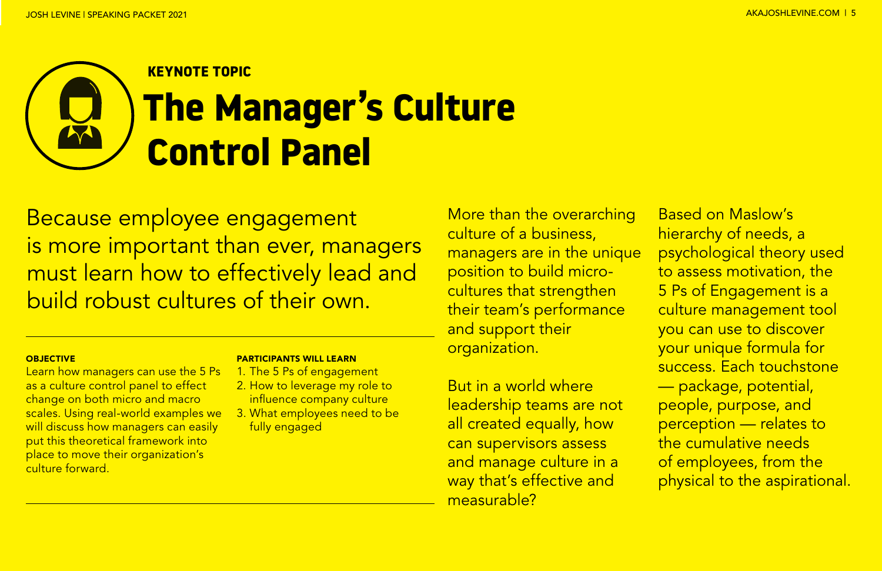KEYNOTE TOPIC

# The Manager's Culture Control Panel

Because employee engagement is more important than ever, managers must learn how to effectively lead and build robust cultures of their own.

**OBJECTIVE**

Learn how managers can use the 5 Ps as a culture control panel to effect change on both micro and macro scales. Using real-world examples we will discuss how managers can easily put this theoretical framework into place to move their organization's culture forward.

**PARTICIPANTS WILL LEARN**

1. The 5 Ps of engagement
2. How to leverage my role to influence company culture
3. What employees need to be fully engaged

More than the overarching culture of a business, managers are in the unique position to build micro-cultures that strengthen their team's performance and support their organization.

But in a world where leadership teams are not all created equally, how can supervisors assess and manage culture in a way that's effective and measurable?

Based on Maslow's hierarchy of needs, a psychological theory used to assess motivation, the 5 Ps of Engagement is a culture management tool you can use to discover your unique formula for success. Each touchstone — package, potential, people, purpose, and perception — relates to the cumulative needs of employees, from the physical to the aspirational.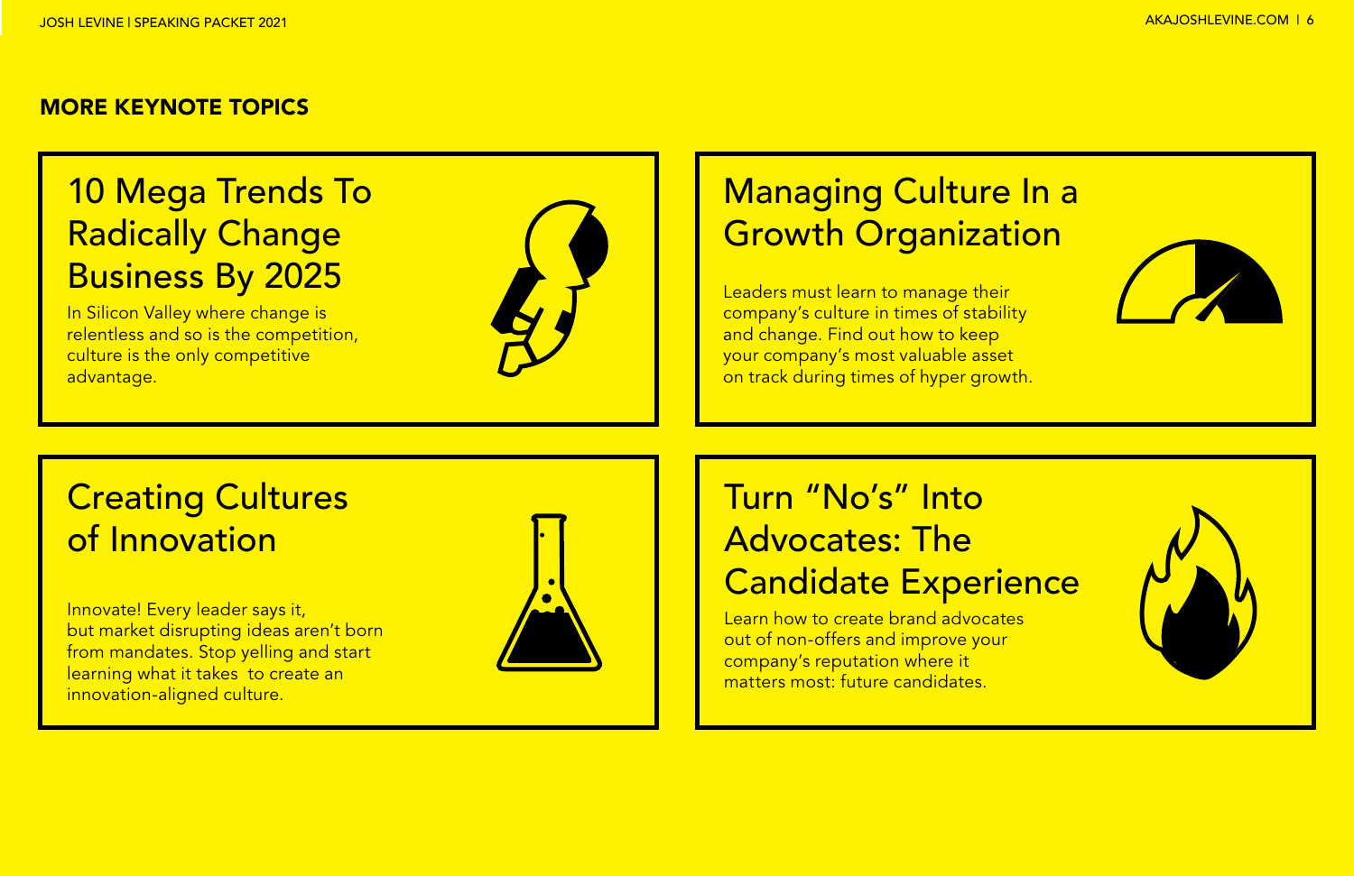## MORE KEYNOTE TOPICS

### 10 Mega Trends To Radically Change Business By 2025

In Silicon Valley where change is relentless and so is the competition, culture is the only competitive advantage.

### Managing Culture In a Growth Organization

Leaders must learn to manage their company's culture in times of stability and change. Find out how to keep your company's most valuable asset on track during times of hyper growth.

### Creating Cultures of Innovation

Innovate! Every leader says it, but market disrupting ideas aren't born from mandates. Stop yelling and start learning what it takes to create an innovation-aligned culture.

### Turn "No's" Into Advocates: The Candidate Experience

Learn how to create brand advocates out of non-offers and improve your company's reputation where it matters most: future candidates.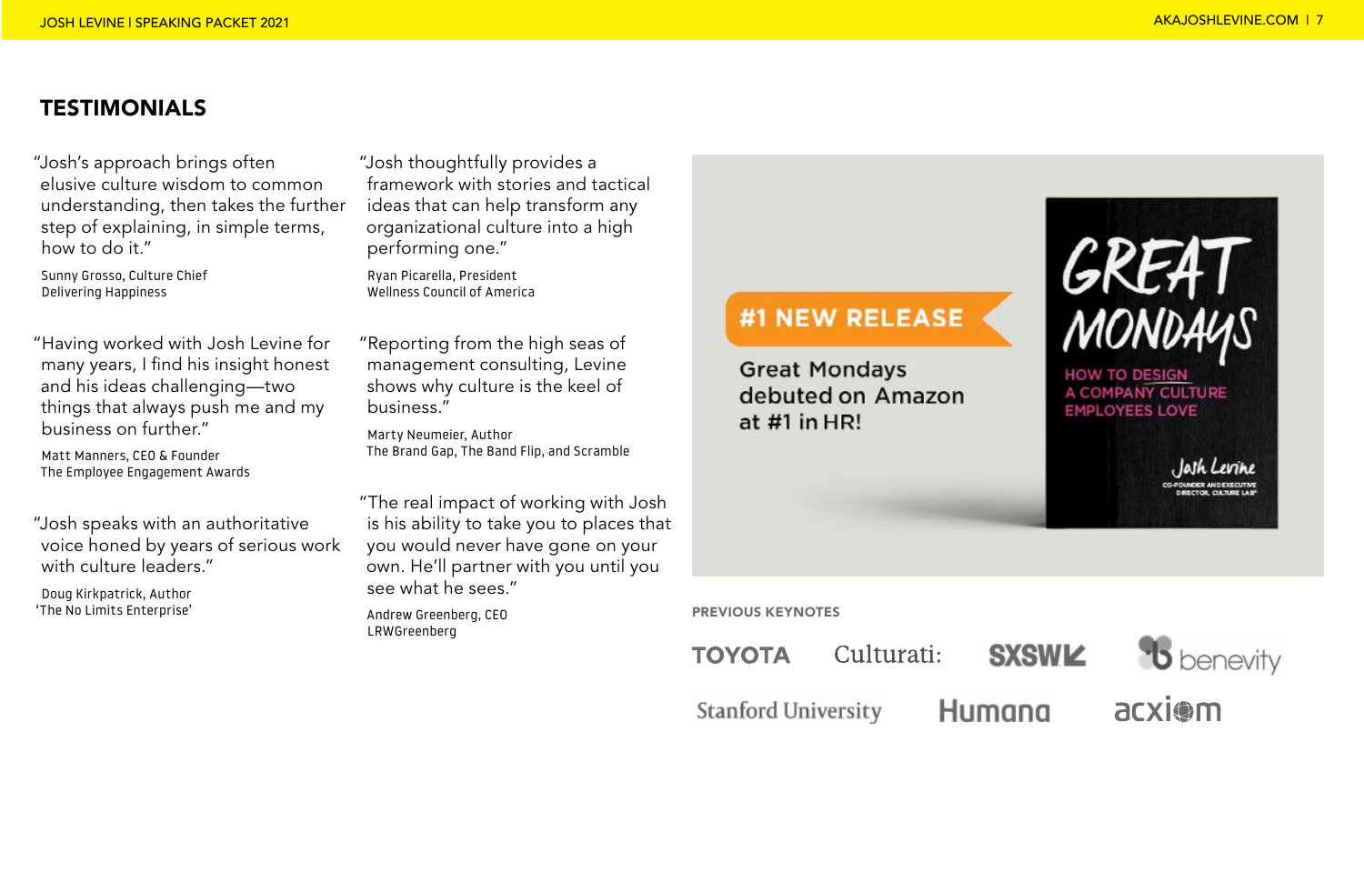## TESTIMONIALS

"Josh's approach brings often elusive culture wisdom to common understanding, then takes the further step of explaining, in simple terms, how to do it."

Sunny Grosso, Culture Chief
Delivering Happiness

"Having worked with Josh Levine for many years, I find his insight honest and his ideas challenging—two things that always push me and my business on further."

Matt Manners, CEO & Founder
The Employee Engagement Awards

"Josh speaks with an authoritative voice honed by years of serious work with culture leaders."

Doug Kirkpatrick, Author
'The No Limits Enterprise'

"Josh thoughtfully provides a framework with stories and tactical ideas that can help transform any organizational culture into a high performing one."

Ryan Picarella, President
Wellness Council of America

"Reporting from the high seas of management consulting, Levine shows why culture is the keel of business."

Marty Neumeier, Author
The Brand Gap, The Band Flip, and Scramble

"The real impact of working with Josh is his ability to take you to places that you would never have gone on your own. He'll partner with you until you see what he sees."

Andrew Greenberg, CEO
LRWGreenberg

**#1 NEW RELEASE**

Great Mondays debuted on Amazon at #1 in HR!

GREAT MONDAYS
HOW TO DESIGN A COMPANY CULTURE EMPLOYEES LOVE
Josh Levine
CO-FOUNDER AND EXECUTIVE DIRECTOR, CULTURE LAB

### PREVIOUS KEYNOTES

TOYOTA · Culturati: · SXSW · benevity · Stanford University · Humana · acxiom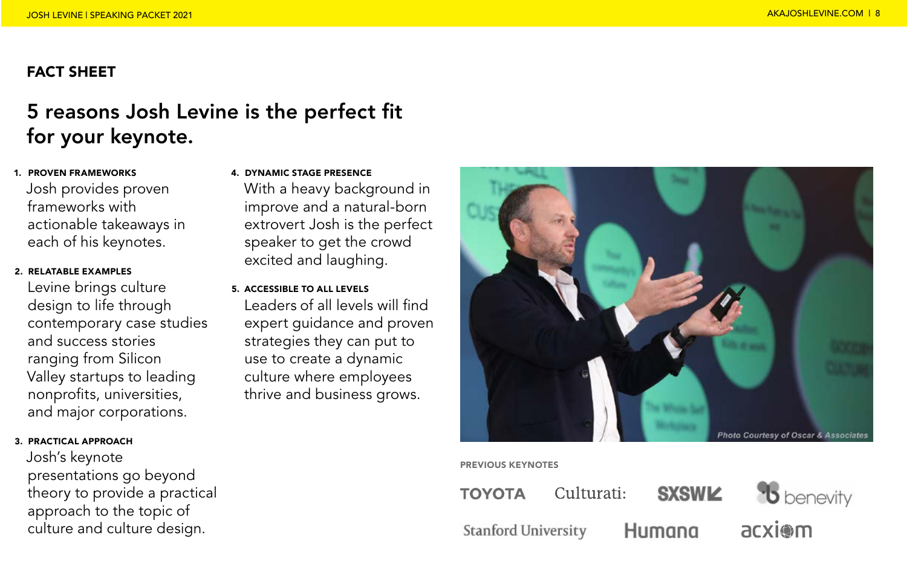## FACT SHEET

# 5 reasons Josh Levine is the perfect fit for your keynote.

1. **PROVEN FRAMEWORKS**
   Josh provides proven frameworks with actionable takeaways in each of his keynotes.

2. **RELATABLE EXAMPLES**
   Levine brings culture design to life through contemporary case studies and success stories ranging from Silicon Valley startups to leading nonprofits, universities, and major corporations.

3. **PRACTICAL APPROACH**
   Josh's keynote presentations go beyond theory to provide a practical approach to the topic of culture and culture design.

4. **DYNAMIC STAGE PRESENCE**
   With a heavy background in improve and a natural-born extrovert Josh is the perfect speaker to get the crowd excited and laughing.

5. **ACCESSIBLE TO ALL LEVELS**
   Leaders of all levels will find expert guidance and proven strategies they can put to use to create a dynamic culture where employees thrive and business grows.

Photo Courtesy of Oscar & Associates

**PREVIOUS KEYNOTES**

TOYOTA, Culturati:, SXSW, benevity, Stanford University, Humana, acxiom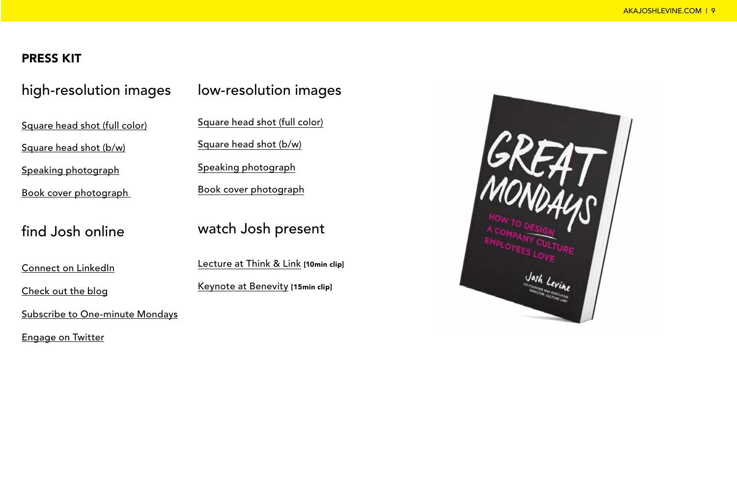## PRESS KIT

### high-resolution images

Square head shot (full color)

Square head shot (b/w)

Speaking photograph

Book cover photograph

### low-resolution images

Square head shot (full color)

Square head shot (b/w)

Speaking photograph

Book cover photograph

### find Josh online

Connect on LinkedIn

Check out the blog

Subscribe to One-minute Mondays

Engage on Twitter

### watch Josh present

Lecture at Think & Link **[10min clip]**

Keynote at Benevity **[15min clip]**